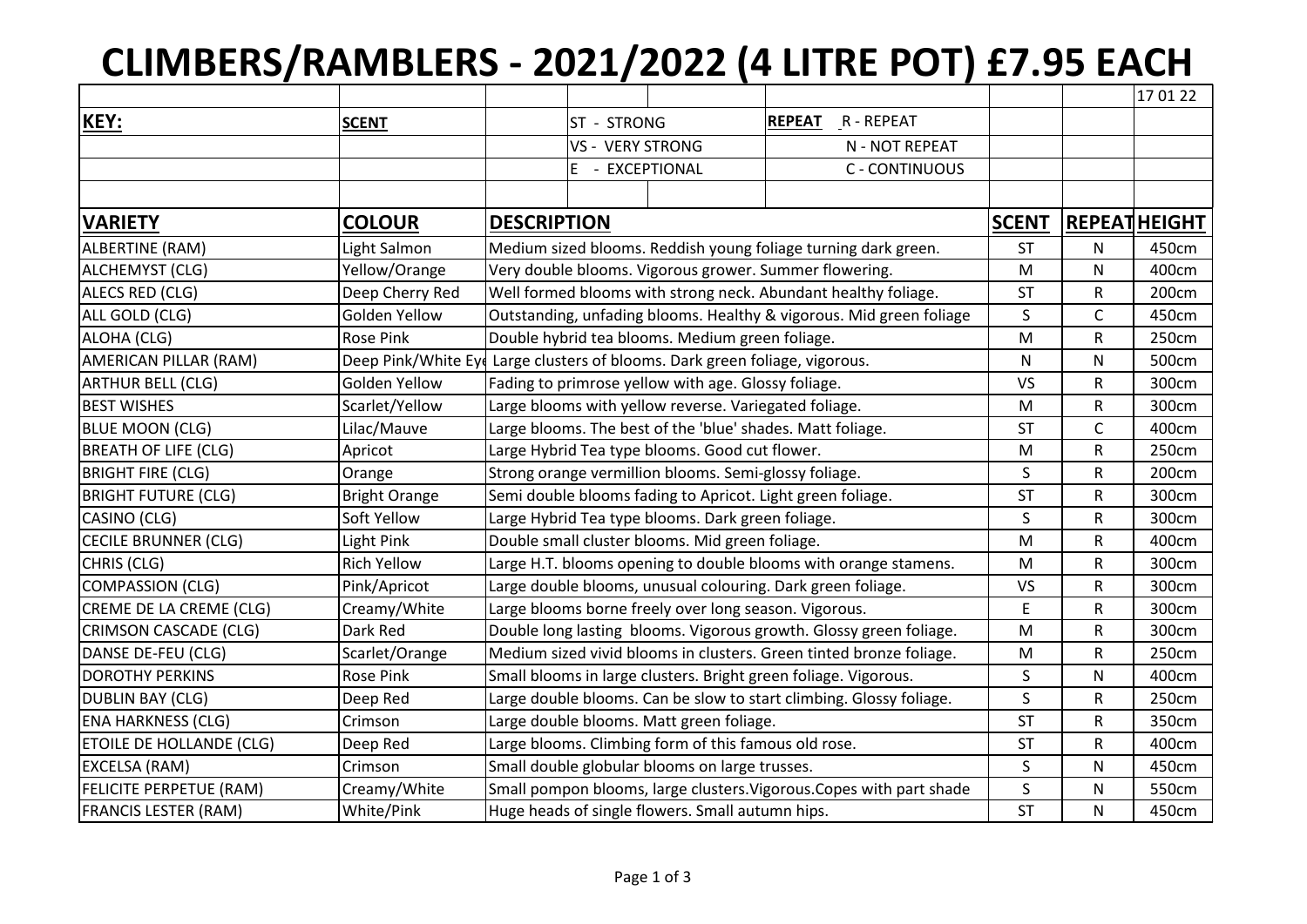# CLIMBERS/RAMBLERS - 2021/2022 (4 LITRE POT) £7.95 EACH

17 01 22

| **KEY:** | **SCENT** | | |
|---|---|---|---|
| | ST - STRONG | **REPEAT** | R - REPEAT |
| | VS - VERY STRONG | | N - NOT REPEAT |
| | E - EXCEPTIONAL | | C - CONTINUOUS |

| **VARIETY** | **COLOUR** | **DESCRIPTION** | **SCENT** | **REPEAT** | **HEIGHT** |
|---|---|---|---|---|---|
| ALBERTINE (RAM) | Light Salmon | Medium sized blooms. Reddish young foliage turning dark green. | ST | N | 450cm |
| ALCHEMYST (CLG) | Yellow/Orange | Very double blooms. Vigorous grower. Summer flowering. | M | N | 400cm |
| ALECS RED (CLG) | Deep Cherry Red | Well formed blooms with strong neck. Abundant healthy foliage. | ST | R | 200cm |
| ALL GOLD (CLG) | Golden Yellow | Outstanding, unfading blooms. Healthy & vigorous. Mid green foliage | S | C | 450cm |
| ALOHA (CLG) | Rose Pink | Double hybrid tea blooms. Medium green foliage. | M | R | 250cm |
| AMERICAN PILLAR (RAM) | Deep Pink/White Eye | Large clusters of blooms. Dark green foliage, vigorous. | N | N | 500cm |
| ARTHUR BELL (CLG) | Golden Yellow | Fading to primrose yellow with age. Glossy foliage. | VS | R | 300cm |
| BEST WISHES | Scarlet/Yellow | Large blooms with yellow reverse. Variegated foliage. | M | R | 300cm |
| BLUE MOON (CLG) | Lilac/Mauve | Large blooms. The best of the 'blue' shades. Matt foliage. | ST | C | 400cm |
| BREATH OF LIFE (CLG) | Apricot | Large Hybrid Tea type blooms. Good cut flower. | M | R | 250cm |
| BRIGHT FIRE (CLG) | Orange | Strong orange vermillion blooms. Semi-glossy foliage. | S | R | 200cm |
| BRIGHT FUTURE (CLG) | Bright Orange | Semi double blooms fading to Apricot. Light green foliage. | ST | R | 300cm |
| CASINO (CLG) | Soft Yellow | Large Hybrid Tea type blooms. Dark green foliage. | S | R | 300cm |
| CECILE BRUNNER (CLG) | Light Pink | Double small cluster blooms. Mid green foliage. | M | R | 400cm |
| CHRIS (CLG) | Rich Yellow | Large H.T. blooms opening to double blooms with orange stamens. | M | R | 300cm |
| COMPASSION (CLG) | Pink/Apricot | Large double blooms, unusual colouring. Dark green foliage. | VS | R | 300cm |
| CREME DE LA CREME (CLG) | Creamy/White | Large blooms borne freely over long season. Vigorous. | E | R | 300cm |
| CRIMSON CASCADE (CLG) | Dark Red | Double long lasting blooms. Vigorous growth. Glossy green foliage. | M | R | 300cm |
| DANSE DE-FEU (CLG) | Scarlet/Orange | Medium sized vivid blooms in clusters. Green tinted bronze foliage. | M | R | 250cm |
| DOROTHY PERKINS | Rose Pink | Small blooms in large clusters. Bright green foliage. Vigorous. | S | N | 400cm |
| DUBLIN BAY (CLG) | Deep Red | Large double blooms. Can be slow to start climbing. Glossy foliage. | S | R | 250cm |
| ENA HARKNESS (CLG) | Crimson | Large double blooms. Matt green foliage. | ST | R | 350cm |
| ETOILE DE HOLLANDE (CLG) | Deep Red | Large blooms. Climbing form of this famous old rose. | ST | R | 400cm |
| EXCELSA (RAM) | Crimson | Small double globular blooms on large trusses. | S | N | 450cm |
| FELICITE PERPETUE (RAM) | Creamy/White | Small pompon blooms, large clusters.Vigorous.Copes with part shade | S | N | 550cm |
| FRANCIS LESTER (RAM) | White/Pink | Huge heads of single flowers. Small autumn hips. | ST | N | 450cm |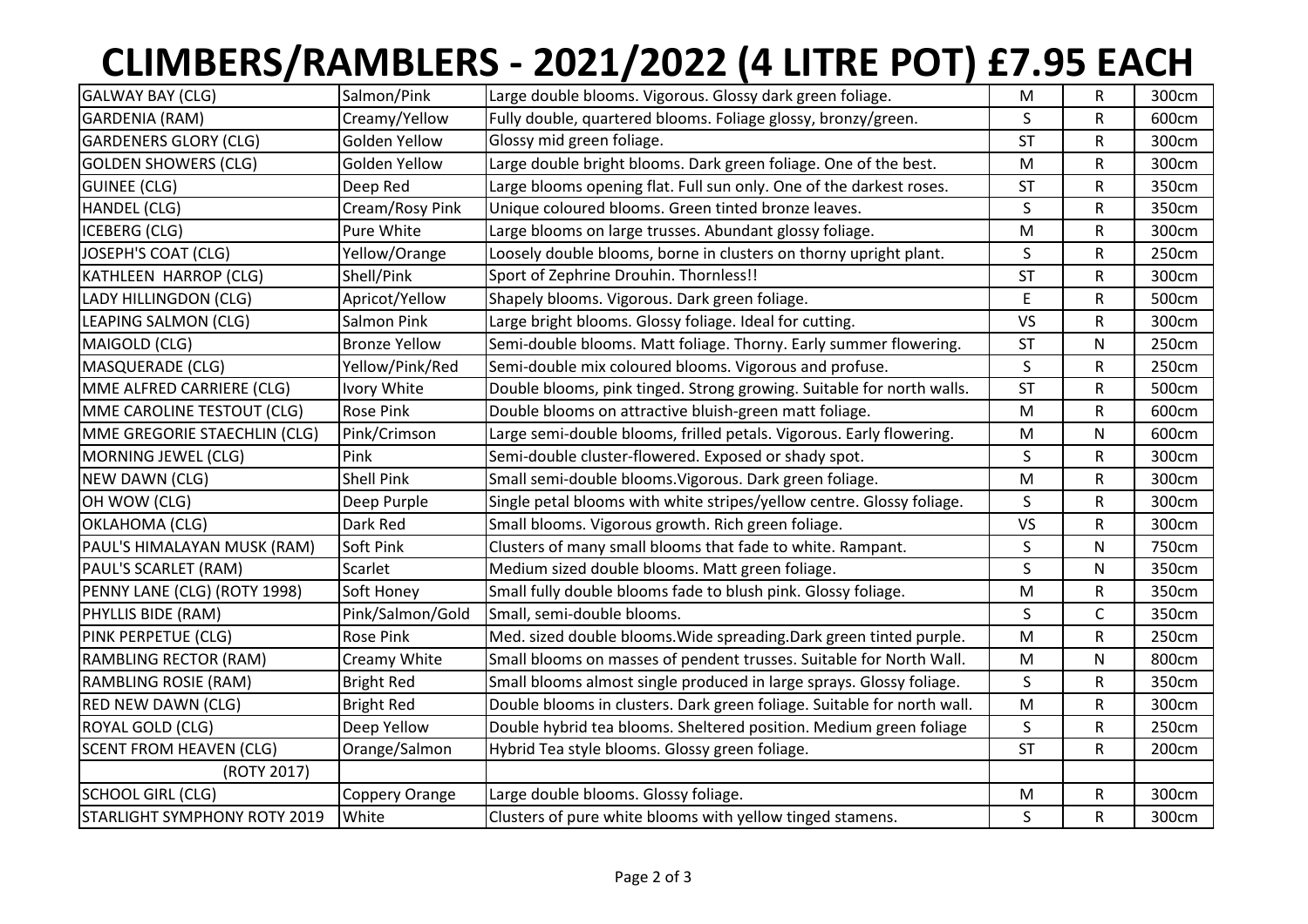# CLIMBERS/RAMBLERS - 2021/2022 (4 LITRE POT) £7.95 EACH

| | | | | | |
|---|---|---|---|---|---|
| GALWAY BAY (CLG) | Salmon/Pink | Large double blooms. Vigorous. Glossy dark green foliage. | M | R | 300cm |
| GARDENIA (RAM) | Creamy/Yellow | Fully double, quartered blooms. Foliage glossy, bronzy/green. | S | R | 600cm |
| GARDENERS GLORY (CLG) | Golden Yellow | Glossy mid green foliage. | ST | R | 300cm |
| GOLDEN SHOWERS (CLG) | Golden Yellow | Large double bright blooms. Dark green foliage. One of the best. | M | R | 300cm |
| GUINEE (CLG) | Deep Red | Large blooms opening flat. Full sun only. One of the darkest roses. | ST | R | 350cm |
| HANDEL (CLG) | Cream/Rosy Pink | Unique coloured blooms. Green tinted bronze leaves. | S | R | 350cm |
| ICEBERG (CLG) | Pure White | Large blooms on large trusses. Abundant glossy foliage. | M | R | 300cm |
| JOSEPH'S COAT (CLG) | Yellow/Orange | Loosely double blooms, borne in clusters on thorny upright plant. | S | R | 250cm |
| KATHLEEN HARROP (CLG) | Shell/Pink | Sport of Zephrine Drouhin. Thornless!! | ST | R | 300cm |
| LADY HILLINGDON (CLG) | Apricot/Yellow | Shapely blooms. Vigorous. Dark green foliage. | E | R | 500cm |
| LEAPING SALMON (CLG) | Salmon Pink | Large bright blooms. Glossy foliage. Ideal for cutting. | VS | R | 300cm |
| MAIGOLD (CLG) | Bronze Yellow | Semi-double blooms. Matt foliage. Thorny. Early summer flowering. | ST | N | 250cm |
| MASQUERADE (CLG) | Yellow/Pink/Red | Semi-double mix coloured blooms. Vigorous and profuse. | S | R | 250cm |
| MME ALFRED CARRIERE (CLG) | Ivory White | Double blooms, pink tinged. Strong growing. Suitable for north walls. | ST | R | 500cm |
| MME CAROLINE TESTOUT (CLG) | Rose Pink | Double blooms on attractive bluish-green matt foliage. | M | R | 600cm |
| MME GREGORIE STAECHLIN (CLG) | Pink/Crimson | Large semi-double blooms, frilled petals. Vigorous. Early flowering. | M | N | 600cm |
| MORNING JEWEL (CLG) | Pink | Semi-double cluster-flowered. Exposed or shady spot. | S | R | 300cm |
| NEW DAWN (CLG) | Shell Pink | Small semi-double blooms.Vigorous. Dark green foliage. | M | R | 300cm |
| OH WOW (CLG) | Deep Purple | Single petal blooms with white stripes/yellow centre. Glossy foliage. | S | R | 300cm |
| OKLAHOMA (CLG) | Dark Red | Small blooms. Vigorous growth. Rich green foliage. | VS | R | 300cm |
| PAUL'S HIMALAYAN MUSK (RAM) | Soft Pink | Clusters of many small blooms that fade to white. Rampant. | S | N | 750cm |
| PAUL'S SCARLET (RAM) | Scarlet | Medium sized double blooms. Matt green foliage. | S | N | 350cm |
| PENNY LANE (CLG) (ROTY 1998) | Soft Honey | Small fully double blooms fade to blush pink. Glossy foliage. | M | R | 350cm |
| PHYLLIS BIDE (RAM) | Pink/Salmon/Gold | Small, semi-double blooms. | S | C | 350cm |
| PINK PERPETUE (CLG) | Rose Pink | Med. sized double blooms.Wide spreading.Dark green tinted purple. | M | R | 250cm |
| RAMBLING RECTOR (RAM) | Creamy White | Small blooms on masses of pendent trusses. Suitable for North Wall. | M | N | 800cm |
| RAMBLING ROSIE (RAM) | Bright Red | Small blooms almost single produced in large sprays. Glossy foliage. | S | R | 350cm |
| RED NEW DAWN (CLG) | Bright Red | Double blooms in clusters. Dark green foliage. Suitable for north wall. | M | R | 300cm |
| ROYAL GOLD (CLG) | Deep Yellow | Double hybrid tea blooms. Sheltered position. Medium green foliage | S | R | 250cm |
| SCENT FROM HEAVEN (CLG) (ROTY 2017) | Orange/Salmon | Hybrid Tea style blooms. Glossy green foliage. | ST | R | 200cm |
| SCHOOL GIRL (CLG) | Coppery Orange | Large double blooms. Glossy foliage. | M | R | 300cm |
| STARLIGHT SYMPHONY ROTY 2019 | White | Clusters of pure white blooms with yellow tinged stamens. | S | R | 300cm |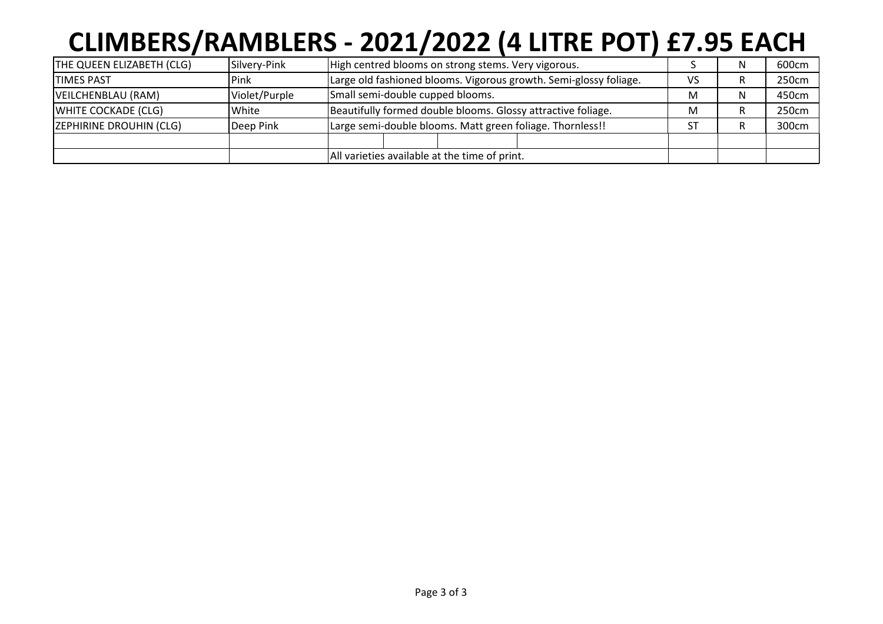# CLIMBERS/RAMBLERS - 2021/2022 (4 LITRE POT) £7.95 EACH

| | | | | | |
|---|---|---|---|---|---|
| THE QUEEN ELIZABETH (CLG) | Silvery-Pink | High centred blooms on strong stems. Very vigorous. | S | N | 600cm |
| TIMES PAST | Pink | Large old fashioned blooms. Vigorous growth. Semi-glossy foliage. | VS | R | 250cm |
| VEILCHENBLAU (RAM) | Violet/Purple | Small semi-double cupped blooms. | M | N | 450cm |
| WHITE COCKADE (CLG) | White | Beautifully formed double blooms. Glossy attractive foliage. | M | R | 250cm |
| ZEPHIRINE DROUHIN (CLG) | Deep Pink | Large semi-double blooms. Matt green foliage. Thornless!! | ST | R | 300cm |
| | | | | | |
| | | All varieties available at the time of print. | | | |